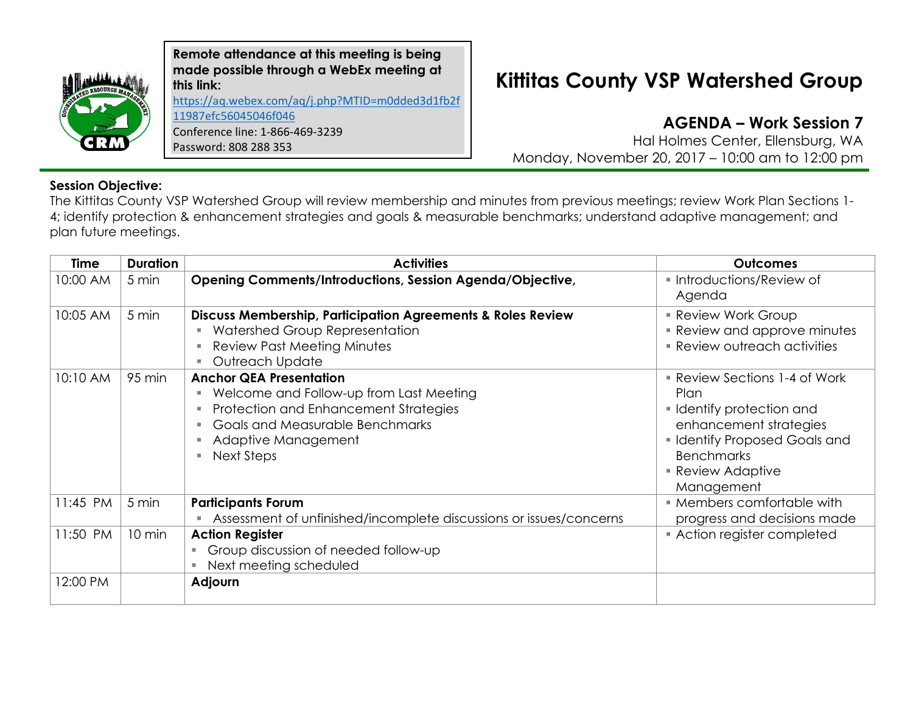**Remote attendance at this meeting is being made possible through a WebEx meeting at this link:**
https://aq.webex.com/aq/j.php?MTID=m0dded3d1fb2f11987efc56045046f046
Conference line: 1-866-469-3239
Password: 808 288 353

# Kittitas County VSP Watershed Group

## AGENDA – Work Session 7

Hal Holmes Center, Ellensburg, WA
Monday, November 20, 2017 – 10:00 am to 12:00 pm

**Session Objective:**
The Kittitas County VSP Watershed Group will review membership and minutes from previous meetings; review Work Plan Sections 1-4; identify protection & enhancement strategies and goals & measurable benchmarks; understand adaptive management; and plan future meetings.

| Time | Duration | Activities | Outcomes |
|---|---|---|---|
| 10:00 AM | 5 min | **Opening Comments/Introductions, Session Agenda/Objective,** | ▪ Introductions/Review of Agenda |
| 10:05 AM | 5 min | **Discuss Membership, Participation Agreements & Roles Review**<br>▪ Watershed Group Representation<br>▪ Review Past Meeting Minutes<br>▪ Outreach Update | ▪ Review Work Group<br>▪ Review and approve minutes<br>▪ Review outreach activities |
| 10:10 AM | 95 min | **Anchor QEA Presentation**<br>▪ Welcome and Follow-up from Last Meeting<br>▪ Protection and Enhancement Strategies<br>▪ Goals and Measurable Benchmarks<br>▪ Adaptive Management<br>▪ Next Steps | ▪ Review Sections 1-4 of Work Plan<br>▪ Identify protection and enhancement strategies<br>▪ Identify Proposed Goals and Benchmarks<br>▪ Review Adaptive Management |
| 11:45 PM | 5 min | **Participants Forum**<br>▪ Assessment of unfinished/incomplete discussions or issues/concerns | ▪ Members comfortable with progress and decisions made |
| 11:50 PM | 10 min | **Action Register**<br>▪ Group discussion of needed follow-up<br>▪ Next meeting scheduled | ▪ Action register completed |
| 12:00 PM | | **Adjourn** | |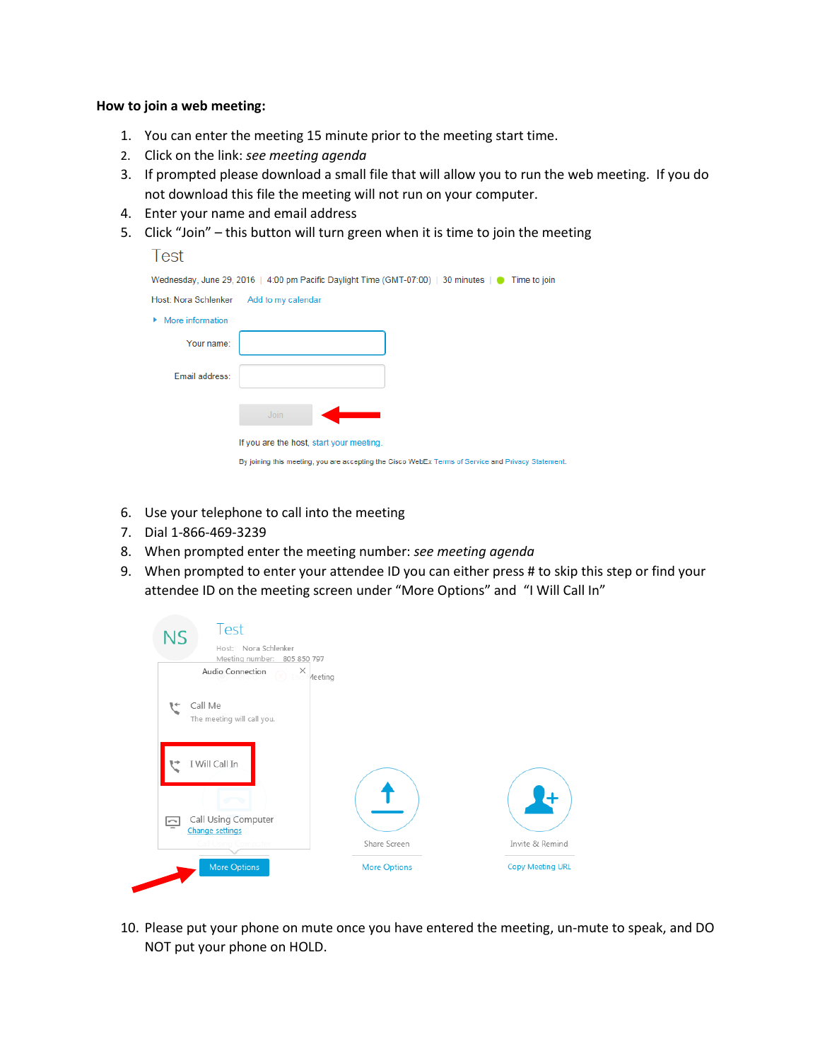**How to join a web meeting:**

1. You can enter the meeting 15 minute prior to the meeting start time.
2. Click on the link: *see meeting agenda*
3. If prompted please download a small file that will allow you to run the web meeting. If you do not download this file the meeting will not run on your computer.
4. Enter your name and email address
5. Click "Join" – this button will turn green when it is time to join the meeting

Test

Wednesday, June 29, 2016 | 4:00 pm Pacific Daylight Time (GMT-07:00) | 30 minutes | Time to join

Host: Nora Schlenker Add to my calendar

More information

Your name:

Email address:

Join

If you are the host, start your meeting.

By joining this meeting, you are accepting the Cisco WebEx Terms of Service and Privacy Statement.

6. Use your telephone to call into the meeting
7. Dial 1-866-469-3239
8. When prompted enter the meeting number: *see meeting agenda*
9. When prompted to enter your attendee ID you can either press # to skip this step or find your attendee ID on the meeting screen under "More Options" and "I Will Call In"

NS Test

Host: Nora Schlenker

Meeting number: 805 850 797

Audio Connection

Call Me

The meeting will call you.

I Will Call In

Call Using Computer

Change settings

More Options

Share Screen

More Options

Invite & Remind

Copy Meeting URL

10. Please put your phone on mute once you have entered the meeting, un-mute to speak, and DO NOT put your phone on HOLD.